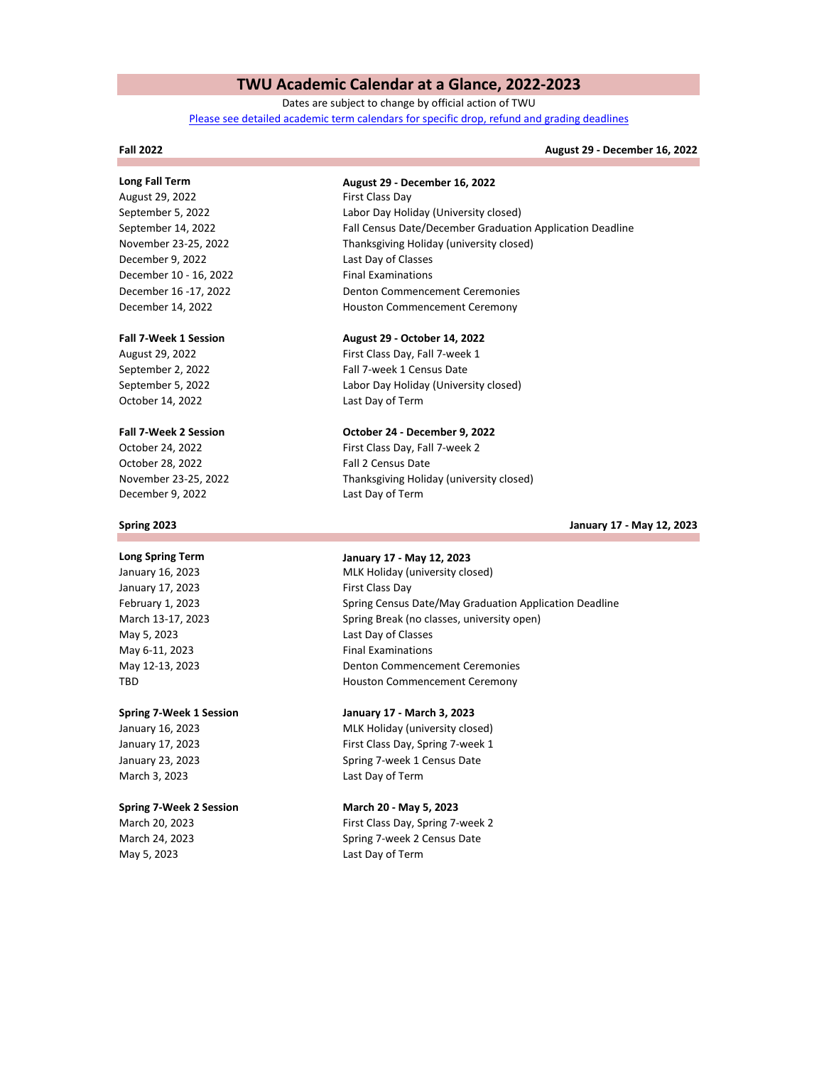# TWU Academic Calendar at a Glance, 2022-2023

Dates are subject to change by official action of TWU

[Please see detailed academic term calendars for specific drop, refund and grading deadlines]

## Fall 2022 — August 29 - December 16, 2022

| **Long Fall Term** | **August 29 - December 16, 2022** |
|---|---|
| August 29, 2022 | First Class Day |
| September 5, 2022 | Labor Day Holiday (University closed) |
| September 14, 2022 | Fall Census Date/December Graduation Application Deadline |
| November 23-25, 2022 | Thanksgiving Holiday (university closed) |
| December 9, 2022 | Last Day of Classes |
| December 10 - 16, 2022 | Final Examinations |
| December 16 -17, 2022 | Denton Commencement Ceremonies |
| December 14, 2022 | Houston Commencement Ceremony |

| **Fall 7-Week 1 Session** | **August 29 - October 14, 2022** |
|---|---|
| August 29, 2022 | First Class Day, Fall 7-week 1 |
| September 2, 2022 | Fall 7-week 1 Census Date |
| September 5, 2022 | Labor Day Holiday (University closed) |
| October 14, 2022 | Last Day of Term |

| **Fall 7-Week 2 Session** | **October 24 - December 9, 2022** |
|---|---|
| October 24, 2022 | First Class Day, Fall 7-week 2 |
| October 28, 2022 | Fall 2 Census Date |
| November 23-25, 2022 | Thanksgiving Holiday (university closed) |
| December 9, 2022 | Last Day of Term |

## Spring 2023 — January 17 - May 12, 2023

| **Long Spring Term** | **January 17 - May 12, 2023** |
|---|---|
| January 16, 2023 | MLK Holiday (university closed) |
| January 17, 2023 | First Class Day |
| February 1, 2023 | Spring Census Date/May Graduation Application Deadline |
| March 13-17, 2023 | Spring Break (no classes, university open) |
| May 5, 2023 | Last Day of Classes |
| May 6-11, 2023 | Final Examinations |
| May 12-13, 2023 | Denton Commencement Ceremonies |
| TBD | Houston Commencement Ceremony |

| **Spring 7-Week 1 Session** | **January 17 - March 3, 2023** |
|---|---|
| January 16, 2023 | MLK Holiday (university closed) |
| January 17, 2023 | First Class Day, Spring 7-week 1 |
| January 23, 2023 | Spring 7-week 1 Census Date |
| March 3, 2023 | Last Day of Term |

| **Spring 7-Week 2 Session** | **March 20 - May 5, 2023** |
|---|---|
| March 20, 2023 | First Class Day, Spring 7-week 2 |
| March 24, 2023 | Spring 7-week 2 Census Date |
| May 5, 2023 | Last Day of Term |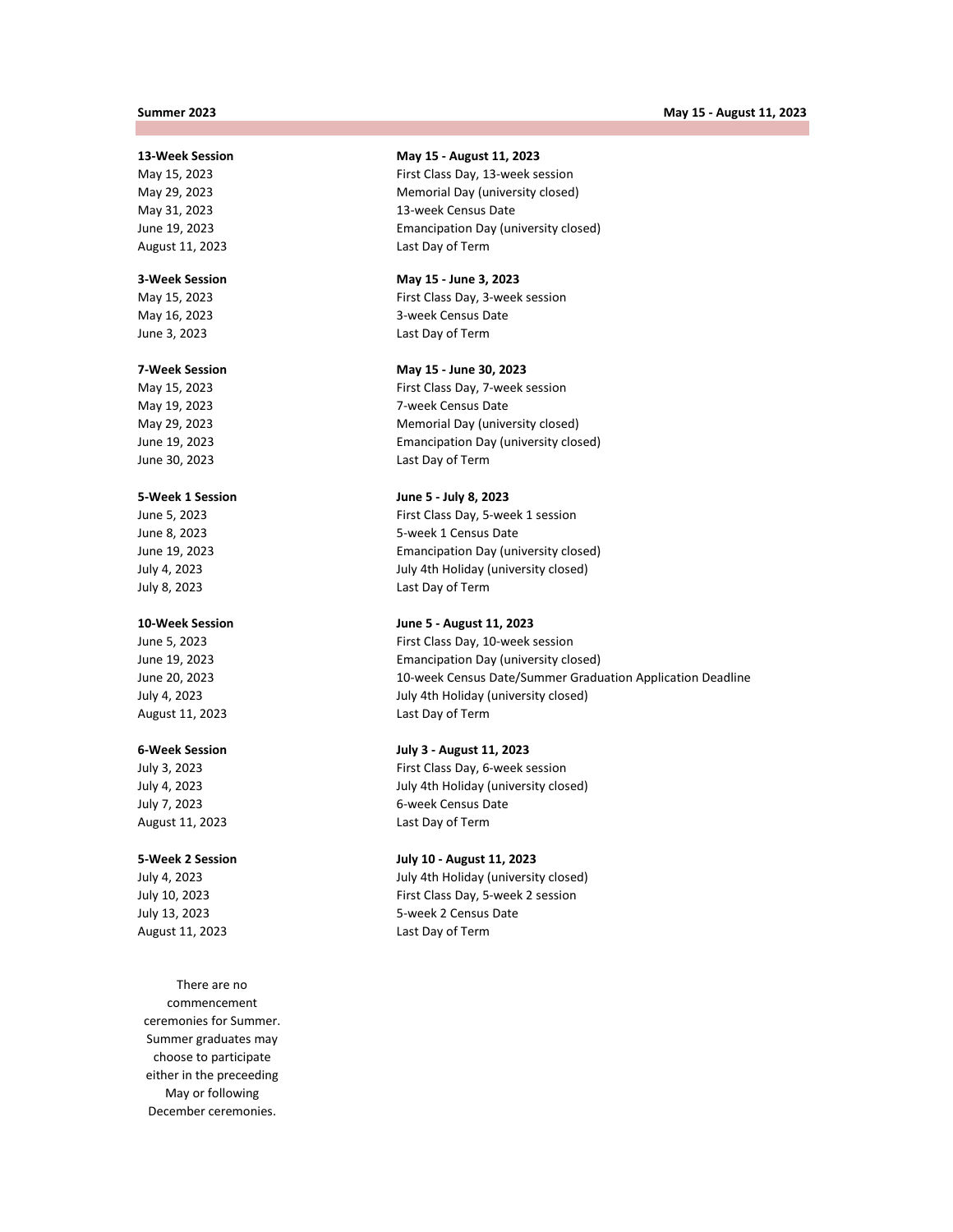## Summer 2023 — May 15 - August 11, 2023

| | |
|---|---|
| **13-Week Session** | **May 15 - August 11, 2023** |
| May 15, 2023 | First Class Day, 13-week session |
| May 29, 2023 | Memorial Day (university closed) |
| May 31, 2023 | 13-week Census Date |
| June 19, 2023 | Emancipation Day (university closed) |
| August 11, 2023 | Last Day of Term |
| **3-Week Session** | **May 15 - June 3, 2023** |
| May 15, 2023 | First Class Day, 3-week session |
| May 16, 2023 | 3-week Census Date |
| June 3, 2023 | Last Day of Term |
| **7-Week Session** | **May 15 - June 30, 2023** |
| May 15, 2023 | First Class Day, 7-week session |
| May 19, 2023 | 7-week Census Date |
| May 29, 2023 | Memorial Day (university closed) |
| June 19, 2023 | Emancipation Day (university closed) |
| June 30, 2023 | Last Day of Term |
| **5-Week 1 Session** | **June 5 - July 8, 2023** |
| June 5, 2023 | First Class Day, 5-week 1 session |
| June 8, 2023 | 5-week 1 Census Date |
| June 19, 2023 | Emancipation Day (university closed) |
| July 4, 2023 | July 4th Holiday (university closed) |
| July 8, 2023 | Last Day of Term |
| **10-Week Session** | **June 5 - August 11, 2023** |
| June 5, 2023 | First Class Day, 10-week session |
| June 19, 2023 | Emancipation Day (university closed) |
| June 20, 2023 | 10-week Census Date/Summer Graduation Application Deadline |
| July 4, 2023 | July 4th Holiday (university closed) |
| August 11, 2023 | Last Day of Term |
| **6-Week Session** | **July 3 - August 11, 2023** |
| July 3, 2023 | First Class Day, 6-week session |
| July 4, 2023 | July 4th Holiday (university closed) |
| July 7, 2023 | 6-week Census Date |
| August 11, 2023 | Last Day of Term |
| **5-Week 2 Session** | **July 10 - August 11, 2023** |
| July 4, 2023 | July 4th Holiday (university closed) |
| July 10, 2023 | First Class Day, 5-week 2 session |
| July 13, 2023 | 5-week 2 Census Date |
| August 11, 2023 | Last Day of Term |

There are no commencement ceremonies for Summer. Summer graduates may choose to participate either in the preceeding May or following December ceremonies.